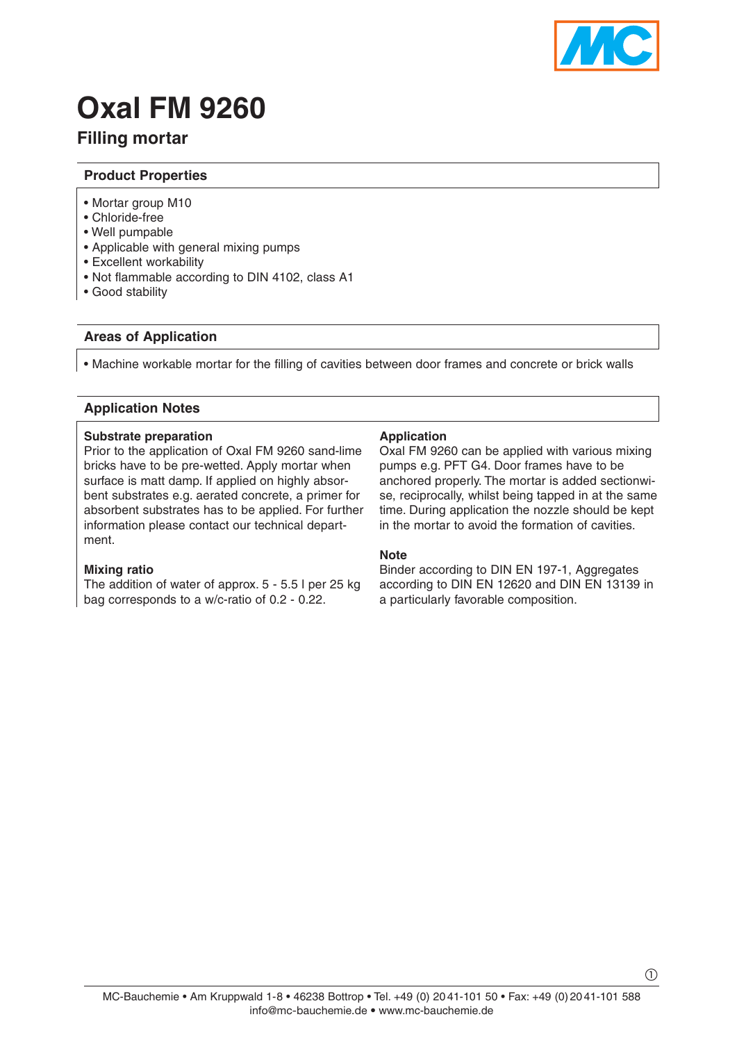# Oxal FM 9260

## Filling mortar

### Product Properties

- Mortar group M10
- Chloride-free
- Well pumpable
- Applicable with general mixing pumps
- Excellent workability
- Not flammable according to DIN 4102, class A1
- Good stability

### Areas of Application

- Machine workable mortar for the filling of cavities between door frames and concrete or brick walls

### Application Notes

**Substrate preparation**
Prior to the application of Oxal FM 9260 sand-lime bricks have to be pre-wetted. Apply mortar when surface is matt damp. If applied on highly absorbent substrates e.g. aerated concrete, a primer for absorbent substrates has to be applied. For further information please contact our technical department.

**Mixing ratio**
The addition of water of approx. 5 - 5.5 l per 25 kg bag corresponds to a w/c-ratio of 0.2 - 0.22.

**Application**
Oxal FM 9260 can be applied with various mixing pumps e.g. PFT G4. Door frames have to be anchored properly. The mortar is added sectionwise, reciprocally, whilst being tapped in at the same time. During application the nozzle should be kept in the mortar to avoid the formation of cavities.

**Note**
Binder according to DIN EN 197-1, Aggregates according to DIN EN 12620 and DIN EN 13139 in a particularly favorable composition.

MC-Bauchemie • Am Kruppwald 1-8 • 46238 Bottrop • Tel. +49 (0) 2041-101 50 • Fax: +49 (0) 2041-101 588
info@mc-bauchemie.de • www.mc-bauchemie.de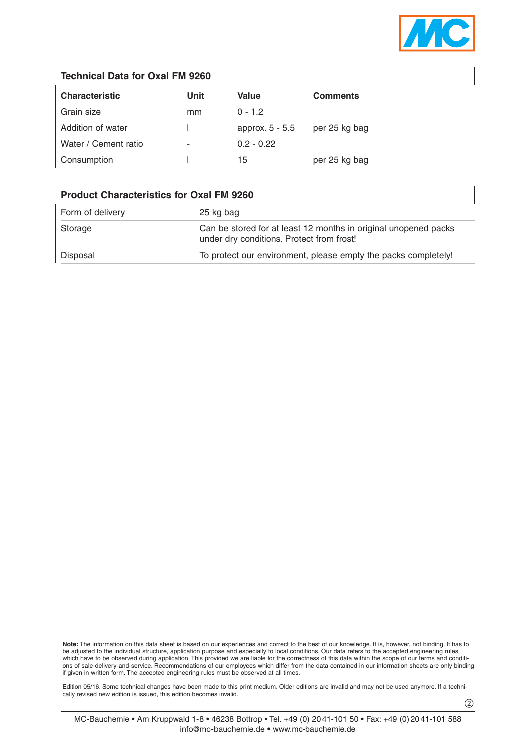## Technical Data for Oxal FM 9260

| Characteristic | Unit | Value | Comments |
|---|---|---|---|
| Grain size | mm | 0 - 1.2 | |
| Addition of water | l | approx. 5 - 5.5 | per 25 kg bag |
| Water / Cement ratio | - | 0.2 - 0.22 | |
| Consumption | l | 15 | per 25 kg bag |

## Product Characteristics for Oxal FM 9260

| | |
|---|---|
| Form of delivery | 25 kg bag |
| Storage | Can be stored for at least 12 months in original unopened packs under dry conditions. Protect from frost! |
| Disposal | To protect our environment, please empty the packs completely! |

**Note:** The information on this data sheet is based on our experiences and correct to the best of our knowledge. It is, however, not binding. It has to be adjusted to the individual structure, application purpose and especially to local conditions. Our data refers to the accepted engineering rules, which have to be observed during application. This provided we are liable for the correctness of this data within the scope of our terms and conditions of sale-delivery-and-service. Recommendations of our employees which differ from the data contained in our information sheets are only binding if given in written form. The accepted engineering rules must be observed at all times.

Edition 05/16. Some technical changes have been made to this print medium. Older editions are invalid and may not be used anymore. If a technically revised new edition is issued, this edition becomes invalid.

MC-Bauchemie • Am Kruppwald 1-8 • 46238 Bottrop • Tel. +49 (0) 2041-101 50 • Fax: +49 (0) 2041-101 588
info@mc-bauchemie.de • www.mc-bauchemie.de